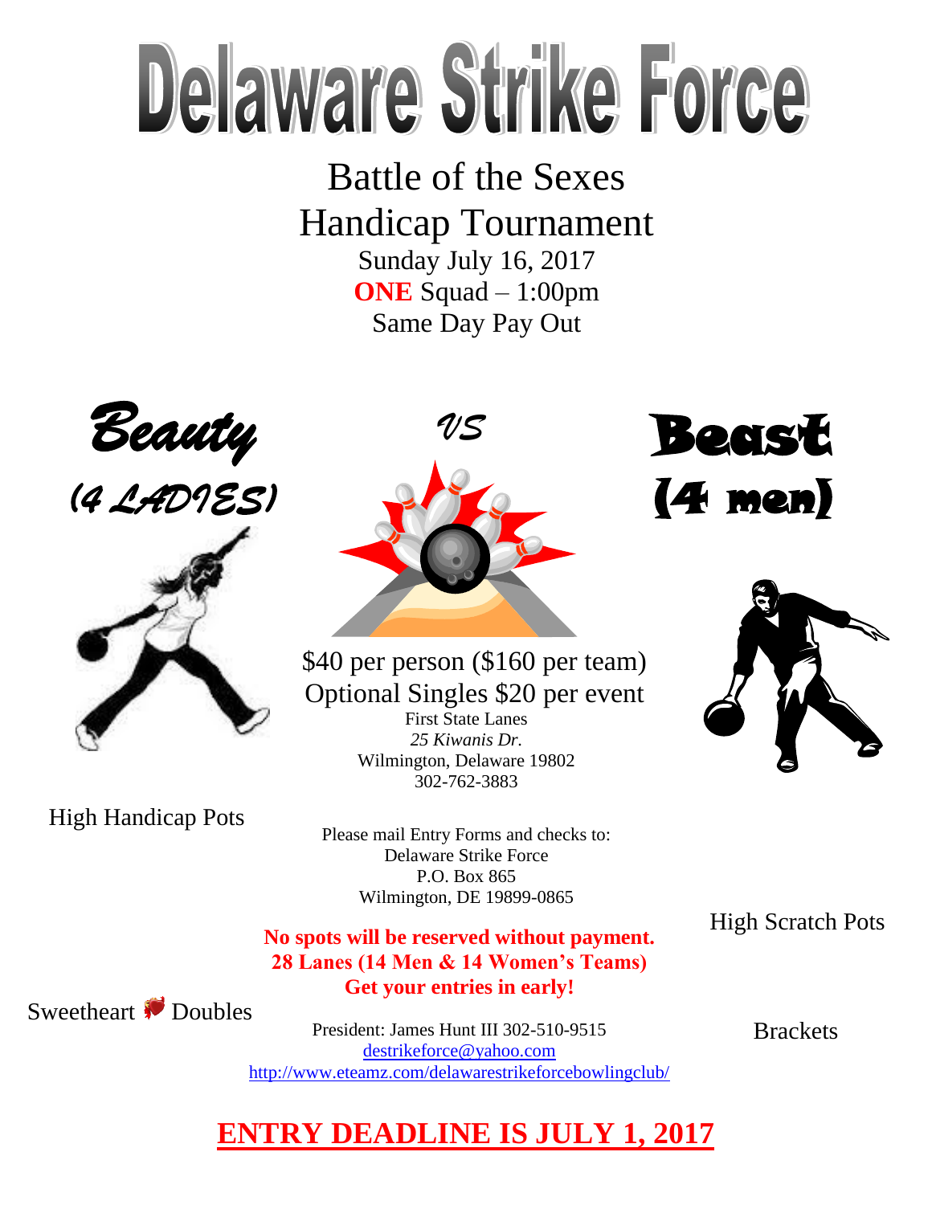# Delaware Strike Force

## Battle of the Sexes
## Handicap Tournament

Sunday July 16, 2017
**ONE** Squad – 1:00pm
Same Day Pay Out

*Beauty*
*(4 LADIES)*

*VS*

**Beast**
**(4 men)**

$40 per person ($160 per team)
Optional Singles $20 per event
First State Lanes
*25 Kiwanis Dr.*
Wilmington, Delaware 19802
302-762-3883

High Handicap Pots

Please mail Entry Forms and checks to:
Delaware Strike Force
P.O. Box 865
Wilmington, DE 19899-0865

High Scratch Pots

**No spots will be reserved without payment.**
**28 Lanes (14 Men & 14 Women's Teams)**
**Get your entries in early!**

Sweetheart Doubles

Brackets

President: James Hunt III 302-510-9515
destrikeforce@yahoo.com
http://www.eteamz.com/delawarestrikeforcebowlingclub/

**ENTRY DEADLINE IS JULY 1, 2017**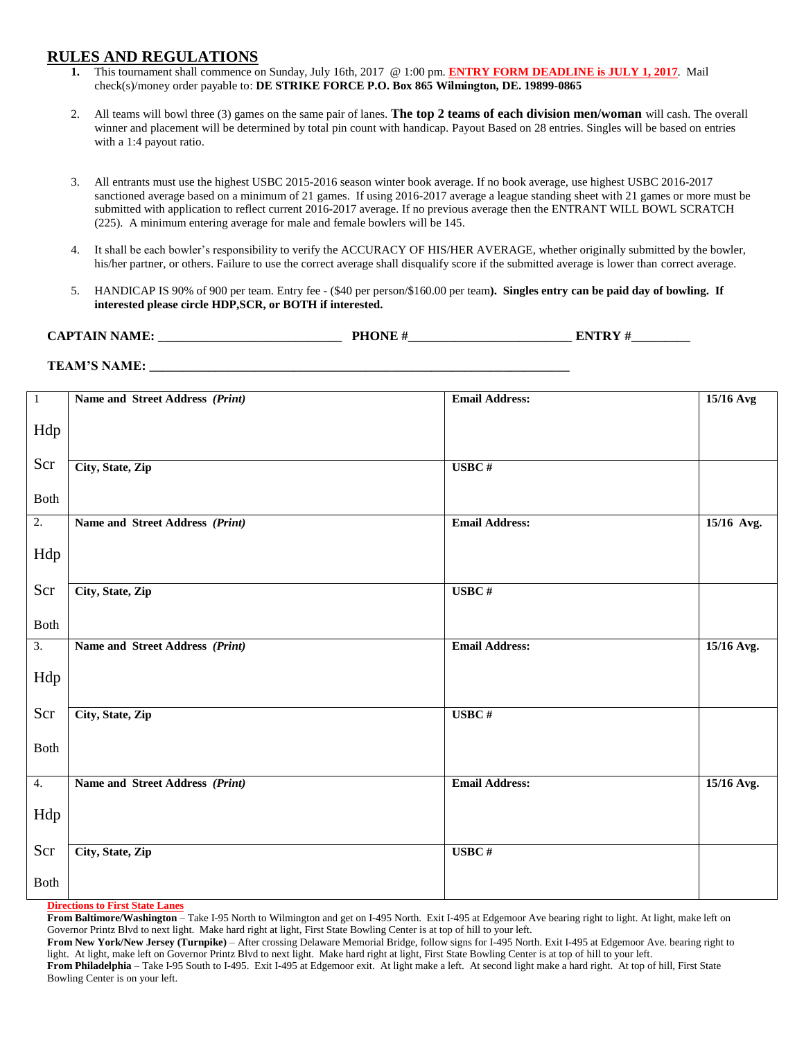## RULES AND REGULATIONS

1. This tournament shall commence on Sunday, July 16th, 2017 @ 1:00 pm. **ENTRY FORM DEADLINE is JULY 1, 2017**. Mail check(s)/money order payable to: **DE STRIKE FORCE P.O. Box 865 Wilmington, DE. 19899-0865**

2. All teams will bowl three (3) games on the same pair of lanes. **The top 2 teams of each division men/woman** will cash. The overall winner and placement will be determined by total pin count with handicap. Payout Based on 28 entries. Singles will be based on entries with a 1:4 payout ratio.

3. All entrants must use the highest USBC 2015-2016 season winter book average. If no book average, use highest USBC 2016-2017 sanctioned average based on a minimum of 21 games. If using 2016-2017 average a league standing sheet with 21 games or more must be submitted with application to reflect current 2016-2017 average. If no previous average then the ENTRANT WILL BOWL SCRATCH (225). A minimum entering average for male and female bowlers will be 145.

4. It shall be each bowler's responsibility to verify the ACCURACY OF HIS/HER AVERAGE, whether originally submitted by the bowler, his/her partner, or others. Failure to use the correct average shall disqualify score if the submitted average is lower than correct average.

5. HANDICAP IS 90% of 900 per team. Entry fee - ($40 per person/$160.00 per team**). Singles entry can be paid day of bowling. If interested please circle HDP,SCR, or BOTH if interested.**

**CAPTAIN NAME: ____________________________ PHONE #_________________________ ENTRY #_________**

**TEAM'S NAME: _________________________________________________________________**

| | | | |
|---|---|---|---|
| 1<br><br>Hdp | **Name and Street Address** ***(Print)*** | **Email Address:** | **15/16 Avg** |
| Scr<br><br>Both | **City, State, Zip** | **USBC #** | |
| 2.<br><br>Hdp | **Name and Street Address** ***(Print)*** | **Email Address:** | **15/16 Avg.** |
| Scr<br><br>Both | **City, State, Zip** | **USBC #** | |
| 3.<br><br>Hdp | **Name and Street Address** ***(Print)*** | **Email Address:** | **15/16 Avg.** |
| Scr<br><br>Both | **City, State, Zip** | **USBC #** | |
| 4.<br><br>Hdp | **Name and Street Address** ***(Print)*** | **Email Address:** | **15/16 Avg.** |
| Scr<br><br>Both | **City, State, Zip** | **USBC #** | |

**Directions to First State Lanes**

**From Baltimore/Washington** – Take I-95 North to Wilmington and get on I-495 North. Exit I-495 at Edgemoor Ave bearing right to light. At light, make left on Governor Printz Blvd to next light. Make hard right at light, First State Bowling Center is at top of hill to your left.

**From New York/New Jersey (Turnpike)** – After crossing Delaware Memorial Bridge, follow signs for I-495 North. Exit I-495 at Edgemoor Ave. bearing right to light. At light, make left on Governor Printz Blvd to next light. Make hard right at light, First State Bowling Center is at top of hill to your left.

**From Philadelphia** – Take I-95 South to I-495. Exit I-495 at Edgemoor exit. At light make a left. At second light make a hard right. At top of hill, First State Bowling Center is on your left.